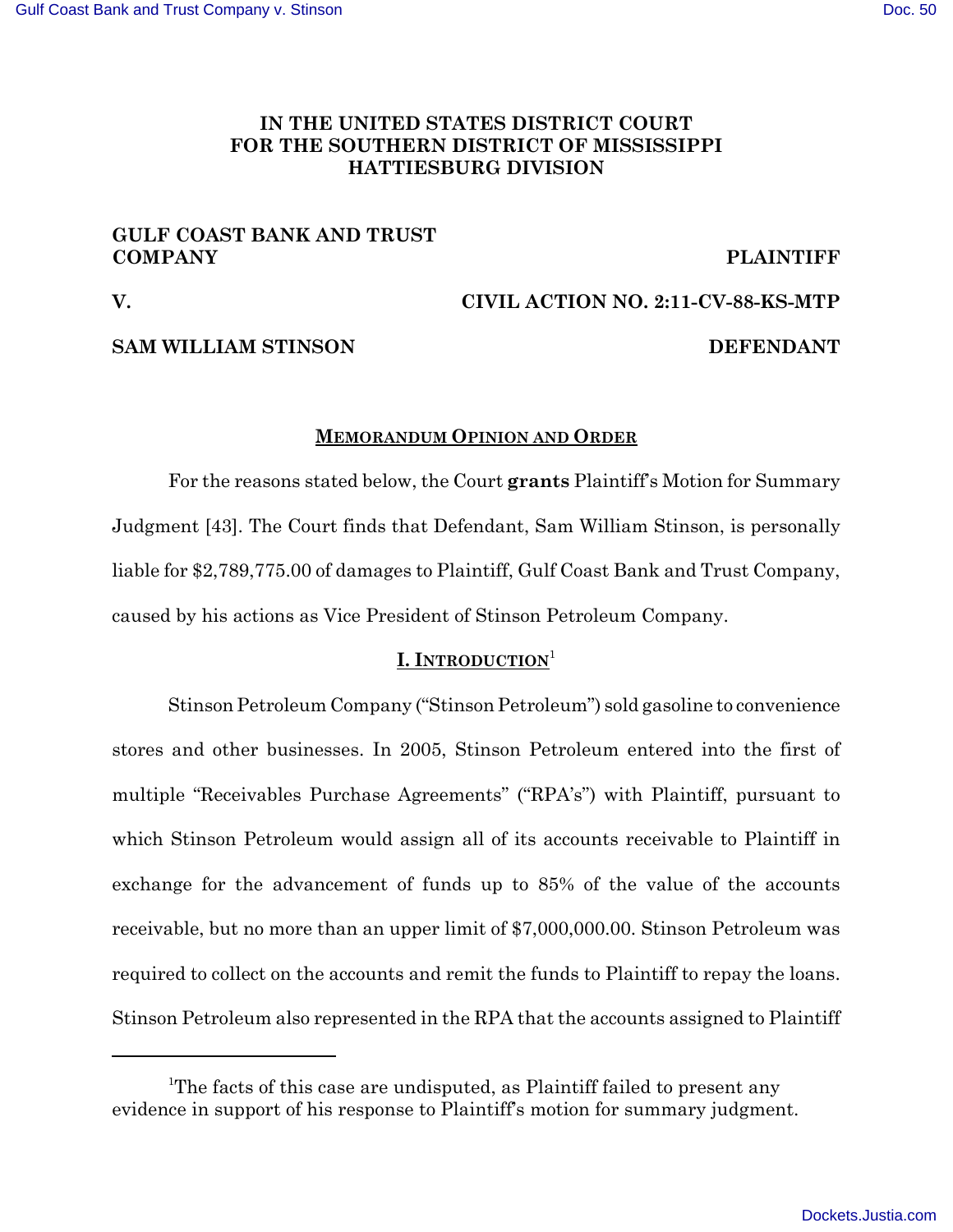**IN THE UNITED STATES DISTRICT COURT**
**FOR THE SOUTHERN DISTRICT OF MISSISSIPPI**
**HATTIESBURG DIVISION**

| | |
|---|---|
| **GULF COAST BANK AND TRUST COMPANY** | **PLAINTIFF** |
| **V.** | **CIVIL ACTION NO. 2:11-CV-88-KS-MTP** |
| **SAM WILLIAM STINSON** | **DEFENDANT** |

## MEMORANDUM OPINION AND ORDER

For the reasons stated below, the Court **grants** Plaintiff's Motion for Summary Judgment [43]. The Court finds that Defendant, Sam William Stinson, is personally liable for $2,789,775.00 of damages to Plaintiff, Gulf Coast Bank and Trust Company, caused by his actions as Vice President of Stinson Petroleum Company.

## I. INTRODUCTION[1]

Stinson Petroleum Company ("Stinson Petroleum") sold gasoline to convenience stores and other businesses. In 2005, Stinson Petroleum entered into the first of multiple "Receivables Purchase Agreements" ("RPA's") with Plaintiff, pursuant to which Stinson Petroleum would assign all of its accounts receivable to Plaintiff in exchange for the advancement of funds up to 85% of the value of the accounts receivable, but no more than an upper limit of $7,000,000.00. Stinson Petroleum was required to collect on the accounts and remit the funds to Plaintiff to repay the loans. Stinson Petroleum also represented in the RPA that the accounts assigned to Plaintiff

[1]The facts of this case are undisputed, as Plaintiff failed to present any evidence in support of his response to Plaintiff's motion for summary judgment.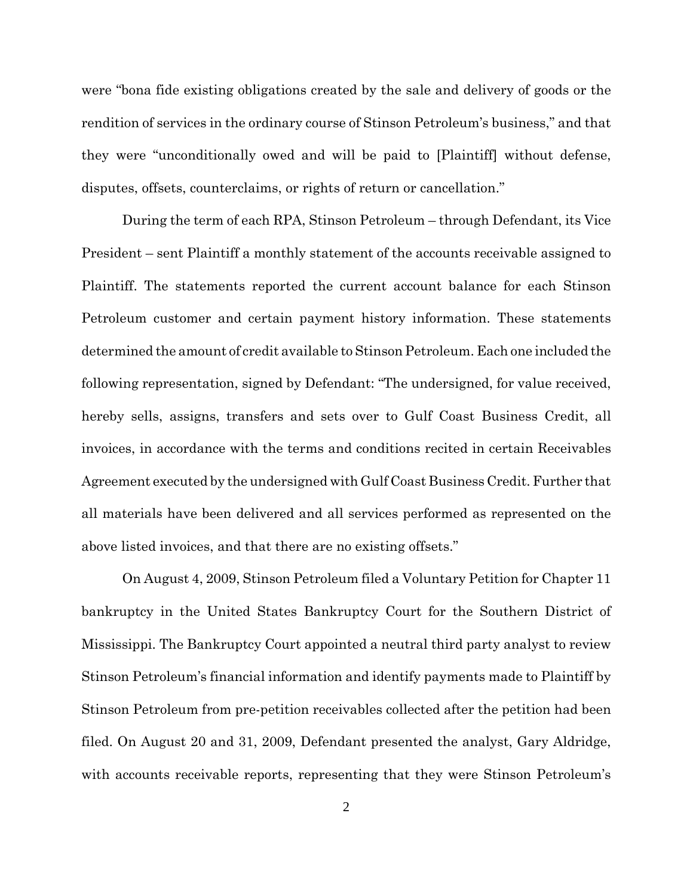were "bona fide existing obligations created by the sale and delivery of goods or the rendition of services in the ordinary course of Stinson Petroleum's business," and that they were "unconditionally owed and will be paid to [Plaintiff] without defense, disputes, offsets, counterclaims, or rights of return or cancellation."

During the term of each RPA, Stinson Petroleum – through Defendant, its Vice President – sent Plaintiff a monthly statement of the accounts receivable assigned to Plaintiff. The statements reported the current account balance for each Stinson Petroleum customer and certain payment history information. These statements determined the amount of credit available to Stinson Petroleum. Each one included the following representation, signed by Defendant: "The undersigned, for value received, hereby sells, assigns, transfers and sets over to Gulf Coast Business Credit, all invoices, in accordance with the terms and conditions recited in certain Receivables Agreement executed by the undersigned with Gulf Coast Business Credit. Further that all materials have been delivered and all services performed as represented on the above listed invoices, and that there are no existing offsets."

On August 4, 2009, Stinson Petroleum filed a Voluntary Petition for Chapter 11 bankruptcy in the United States Bankruptcy Court for the Southern District of Mississippi. The Bankruptcy Court appointed a neutral third party analyst to review Stinson Petroleum's financial information and identify payments made to Plaintiff by Stinson Petroleum from pre-petition receivables collected after the petition had been filed. On August 20 and 31, 2009, Defendant presented the analyst, Gary Aldridge, with accounts receivable reports, representing that they were Stinson Petroleum's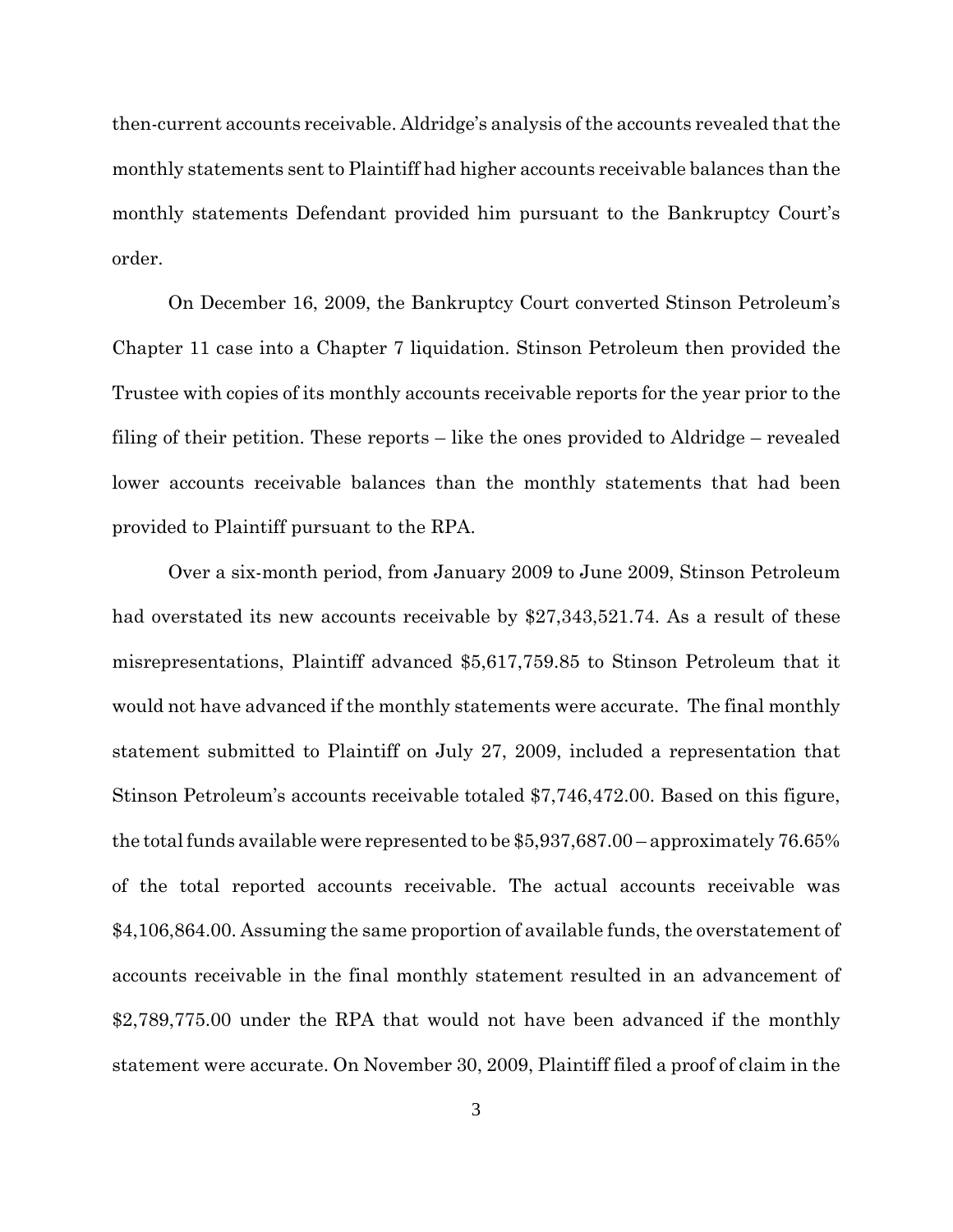then-current accounts receivable. Aldridge's analysis of the accounts revealed that the monthly statements sent to Plaintiff had higher accounts receivable balances than the monthly statements Defendant provided him pursuant to the Bankruptcy Court's order.

On December 16, 2009, the Bankruptcy Court converted Stinson Petroleum's Chapter 11 case into a Chapter 7 liquidation. Stinson Petroleum then provided the Trustee with copies of its monthly accounts receivable reports for the year prior to the filing of their petition. These reports – like the ones provided to Aldridge – revealed lower accounts receivable balances than the monthly statements that had been provided to Plaintiff pursuant to the RPA.

Over a six-month period, from January 2009 to June 2009, Stinson Petroleum had overstated its new accounts receivable by $27,343,521.74. As a result of these misrepresentations, Plaintiff advanced $5,617,759.85 to Stinson Petroleum that it would not have advanced if the monthly statements were accurate. The final monthly statement submitted to Plaintiff on July 27, 2009, included a representation that Stinson Petroleum's accounts receivable totaled $7,746,472.00. Based on this figure, the total funds available were represented to be $5,937,687.00 – approximately 76.65% of the total reported accounts receivable. The actual accounts receivable was $4,106,864.00. Assuming the same proportion of available funds, the overstatement of accounts receivable in the final monthly statement resulted in an advancement of $2,789,775.00 under the RPA that would not have been advanced if the monthly statement were accurate. On November 30, 2009, Plaintiff filed a proof of claim in the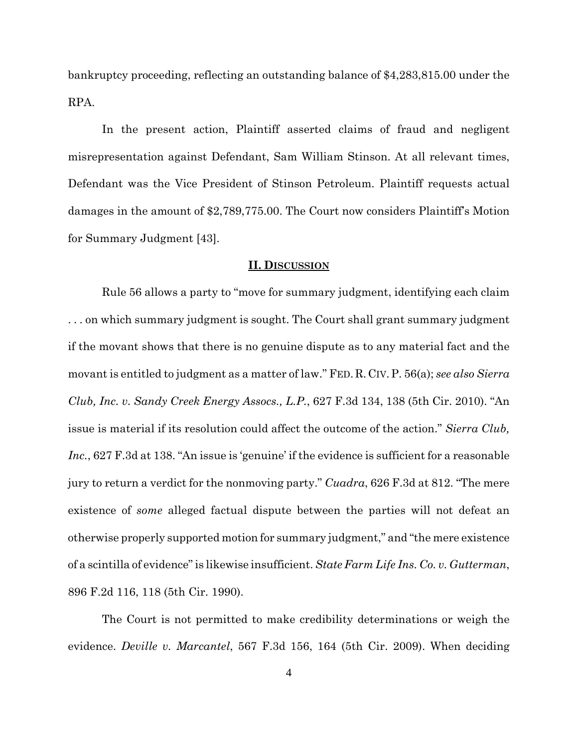bankruptcy proceeding, reflecting an outstanding balance of $4,283,815.00 under the RPA.

In the present action, Plaintiff asserted claims of fraud and negligent misrepresentation against Defendant, Sam William Stinson. At all relevant times, Defendant was the Vice President of Stinson Petroleum. Plaintiff requests actual damages in the amount of $2,789,775.00. The Court now considers Plaintiff's Motion for Summary Judgment [43].

## II. DISCUSSION

Rule 56 allows a party to "move for summary judgment, identifying each claim . . . on which summary judgment is sought. The Court shall grant summary judgment if the movant shows that there is no genuine dispute as to any material fact and the movant is entitled to judgment as a matter of law." FED. R. CIV. P. 56(a); *see also Sierra Club, Inc. v. Sandy Creek Energy Assocs., L.P.*, 627 F.3d 134, 138 (5th Cir. 2010). "An issue is material if its resolution could affect the outcome of the action." *Sierra Club, Inc.*, 627 F.3d at 138. "An issue is 'genuine' if the evidence is sufficient for a reasonable jury to return a verdict for the nonmoving party." *Cuadra*, 626 F.3d at 812. "The mere existence of *some* alleged factual dispute between the parties will not defeat an otherwise properly supported motion for summary judgment," and "the mere existence of a scintilla of evidence" is likewise insufficient. *State Farm Life Ins. Co. v. Gutterman*, 896 F.2d 116, 118 (5th Cir. 1990).

The Court is not permitted to make credibility determinations or weigh the evidence. *Deville v. Marcantel*, 567 F.3d 156, 164 (5th Cir. 2009). When deciding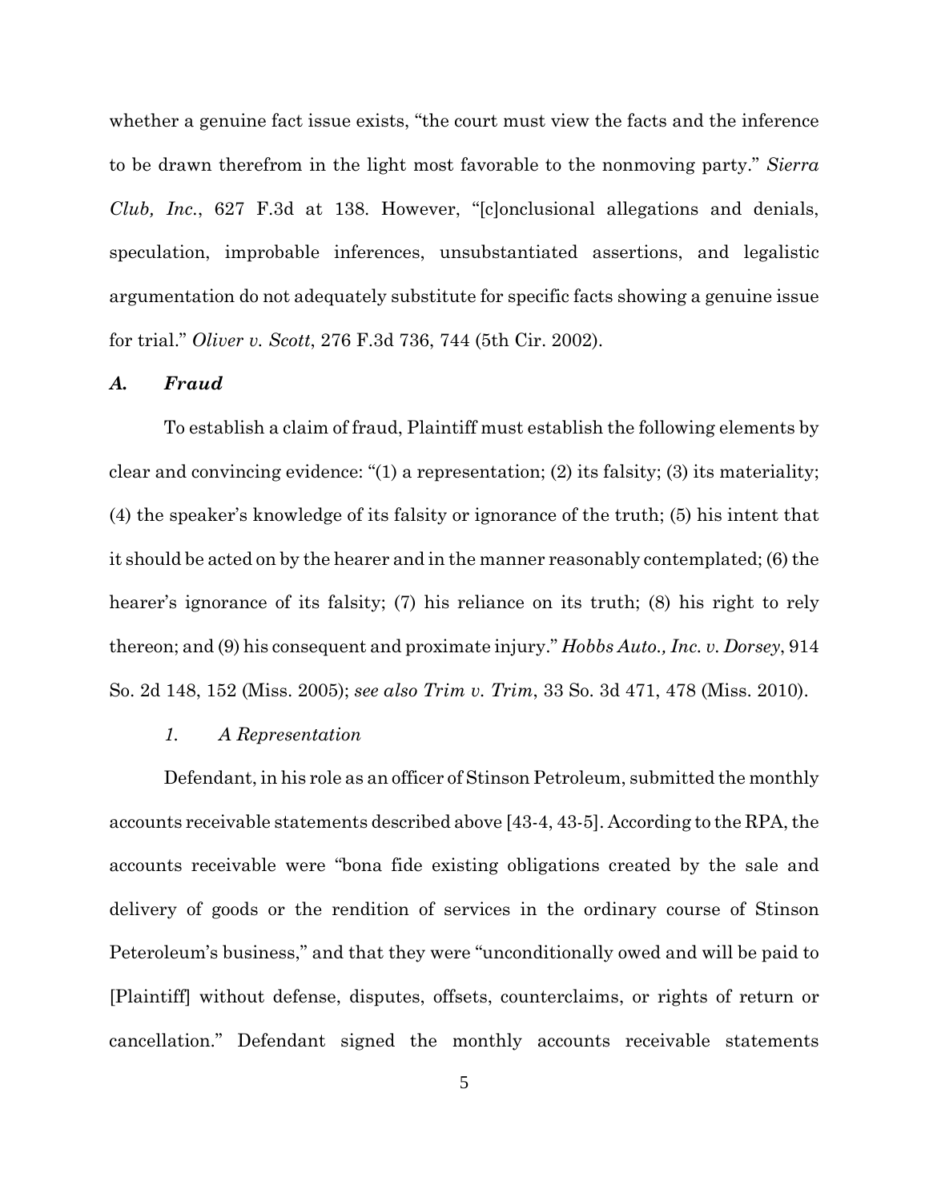whether a genuine fact issue exists, "the court must view the facts and the inference to be drawn therefrom in the light most favorable to the nonmoving party." *Sierra Club, Inc.*, 627 F.3d at 138. However, "[c]onclusional allegations and denials, speculation, improbable inferences, unsubstantiated assertions, and legalistic argumentation do not adequately substitute for specific facts showing a genuine issue for trial." *Oliver v. Scott*, 276 F.3d 736, 744 (5th Cir. 2002).

### *A. Fraud*

To establish a claim of fraud, Plaintiff must establish the following elements by clear and convincing evidence: "(1) a representation; (2) its falsity; (3) its materiality; (4) the speaker's knowledge of its falsity or ignorance of the truth; (5) his intent that it should be acted on by the hearer and in the manner reasonably contemplated; (6) the hearer's ignorance of its falsity; (7) his reliance on its truth; (8) his right to rely thereon; and (9) his consequent and proximate injury." *Hobbs Auto., Inc. v. Dorsey*, 914 So. 2d 148, 152 (Miss. 2005); *see also Trim v. Trim*, 33 So. 3d 471, 478 (Miss. 2010).

#### *1. A Representation*

Defendant, in his role as an officer of Stinson Petroleum, submitted the monthly accounts receivable statements described above [43-4, 43-5]. According to the RPA, the accounts receivable were "bona fide existing obligations created by the sale and delivery of goods or the rendition of services in the ordinary course of Stinson Peteroleum's business," and that they were "unconditionally owed and will be paid to [Plaintiff] without defense, disputes, offsets, counterclaims, or rights of return or cancellation." Defendant signed the monthly accounts receivable statements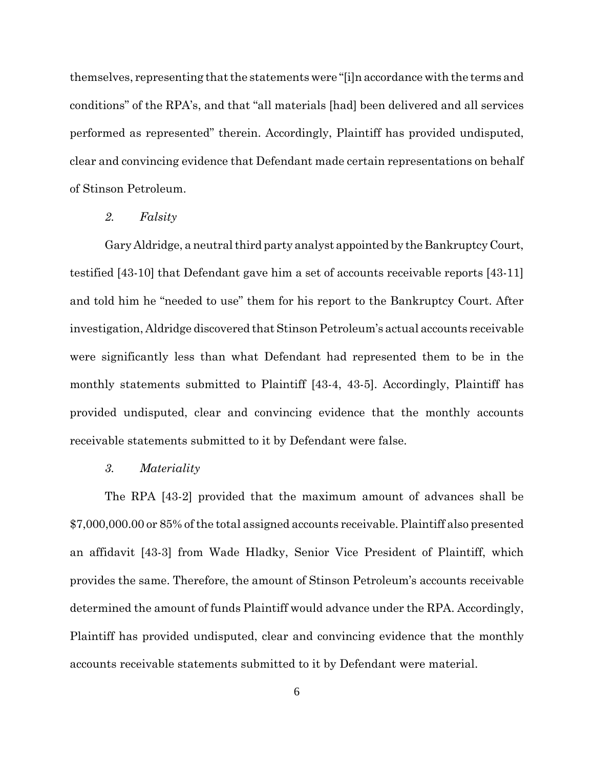themselves, representing that the statements were "[i]n accordance with the terms and conditions" of the RPA's, and that "all materials [had] been delivered and all services performed as represented" therein. Accordingly, Plaintiff has provided undisputed, clear and convincing evidence that Defendant made certain representations on behalf of Stinson Petroleum.

*2. Falsity*

Gary Aldridge, a neutral third party analyst appointed by the Bankruptcy Court, testified [43-10] that Defendant gave him a set of accounts receivable reports [43-11] and told him he "needed to use" them for his report to the Bankruptcy Court. After investigation, Aldridge discovered that Stinson Petroleum's actual accounts receivable were significantly less than what Defendant had represented them to be in the monthly statements submitted to Plaintiff [43-4, 43-5]. Accordingly, Plaintiff has provided undisputed, clear and convincing evidence that the monthly accounts receivable statements submitted to it by Defendant were false.

*3. Materiality*

The RPA [43-2] provided that the maximum amount of advances shall be $7,000,000.00 or 85% of the total assigned accounts receivable. Plaintiff also presented an affidavit [43-3] from Wade Hladky, Senior Vice President of Plaintiff, which provides the same. Therefore, the amount of Stinson Petroleum's accounts receivable determined the amount of funds Plaintiff would advance under the RPA. Accordingly, Plaintiff has provided undisputed, clear and convincing evidence that the monthly accounts receivable statements submitted to it by Defendant were material.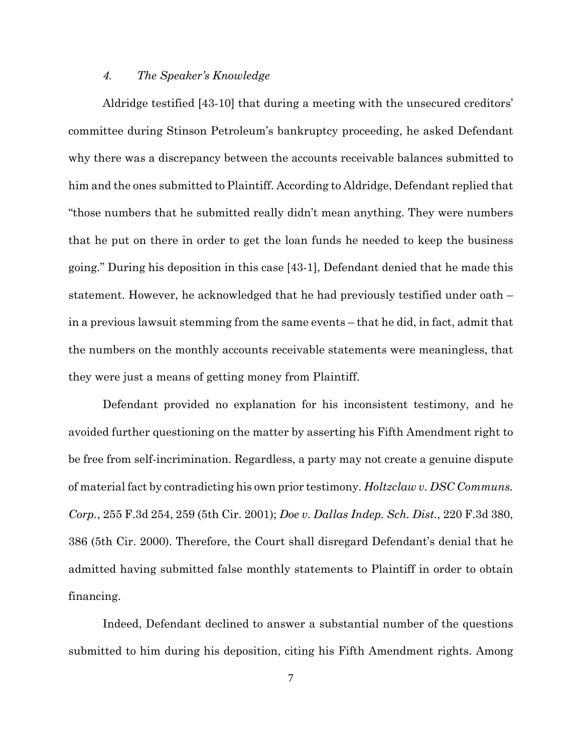#### *4. The Speaker's Knowledge*

Aldridge testified [43-10] that during a meeting with the unsecured creditors' committee during Stinson Petroleum's bankruptcy proceeding, he asked Defendant why there was a discrepancy between the accounts receivable balances submitted to him and the ones submitted to Plaintiff. According to Aldridge, Defendant replied that "those numbers that he submitted really didn't mean anything. They were numbers that he put on there in order to get the loan funds he needed to keep the business going." During his deposition in this case [43-1], Defendant denied that he made this statement. However, he acknowledged that he had previously testified under oath – in a previous lawsuit stemming from the same events – that he did, in fact, admit that the numbers on the monthly accounts receivable statements were meaningless, that they were just a means of getting money from Plaintiff.

Defendant provided no explanation for his inconsistent testimony, and he avoided further questioning on the matter by asserting his Fifth Amendment right to be free from self-incrimination. Regardless, a party may not create a genuine dispute of material fact by contradicting his own prior testimony. *Holtzclaw v. DSC Communs. Corp.*, 255 F.3d 254, 259 (5th Cir. 2001); *Doe v. Dallas Indep. Sch. Dist.*, 220 F.3d 380, 386 (5th Cir. 2000). Therefore, the Court shall disregard Defendant's denial that he admitted having submitted false monthly statements to Plaintiff in order to obtain financing.

Indeed, Defendant declined to answer a substantial number of the questions submitted to him during his deposition, citing his Fifth Amendment rights. Among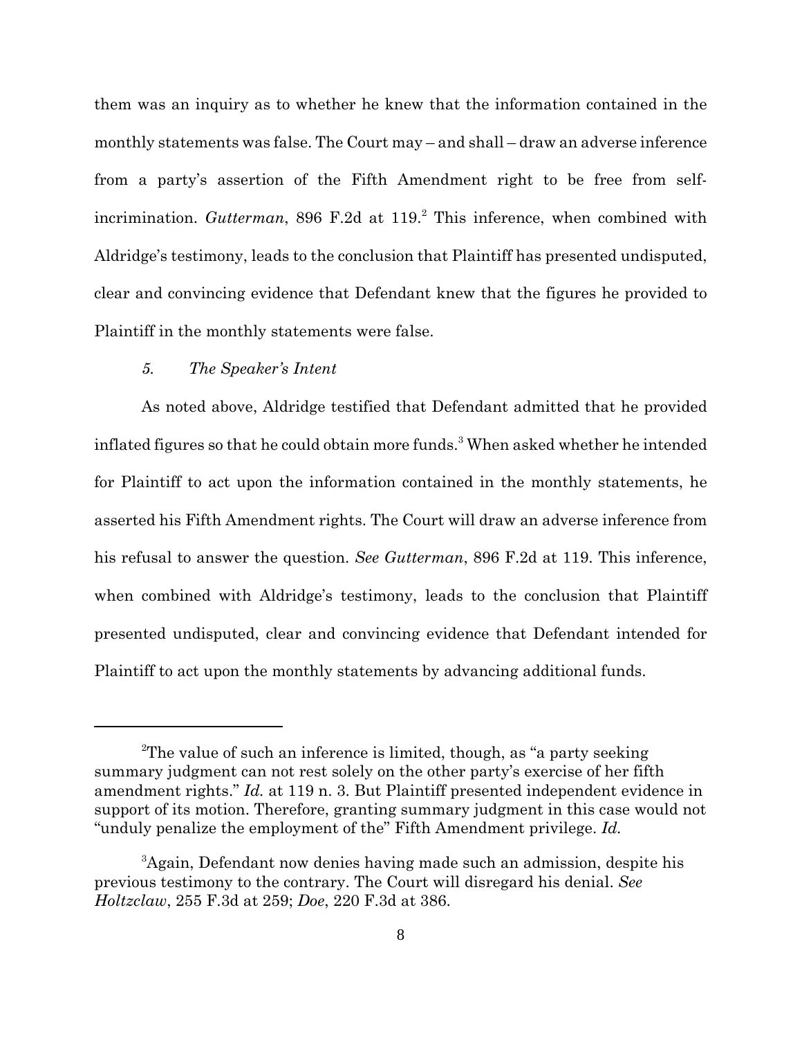them was an inquiry as to whether he knew that the information contained in the monthly statements was false. The Court may – and shall – draw an adverse inference from a party's assertion of the Fifth Amendment right to be free from self-incrimination. *Gutterman*, 896 F.2d at 119.[2] This inference, when combined with Aldridge's testimony, leads to the conclusion that Plaintiff has presented undisputed, clear and convincing evidence that Defendant knew that the figures he provided to Plaintiff in the monthly statements were false.

*5. The Speaker's Intent*

As noted above, Aldridge testified that Defendant admitted that he provided inflated figures so that he could obtain more funds.[3] When asked whether he intended for Plaintiff to act upon the information contained in the monthly statements, he asserted his Fifth Amendment rights. The Court will draw an adverse inference from his refusal to answer the question. *See Gutterman*, 896 F.2d at 119. This inference, when combined with Aldridge's testimony, leads to the conclusion that Plaintiff presented undisputed, clear and convincing evidence that Defendant intended for Plaintiff to act upon the monthly statements by advancing additional funds.

---

[2]The value of such an inference is limited, though, as "a party seeking summary judgment can not rest solely on the other party's exercise of her fifth amendment rights." *Id.* at 119 n. 3. But Plaintiff presented independent evidence in support of its motion. Therefore, granting summary judgment in this case would not "unduly penalize the employment of the" Fifth Amendment privilege. *Id.*

[3]Again, Defendant now denies having made such an admission, despite his previous testimony to the contrary. The Court will disregard his denial. *See Holtzclaw*, 255 F.3d at 259; *Doe*, 220 F.3d at 386.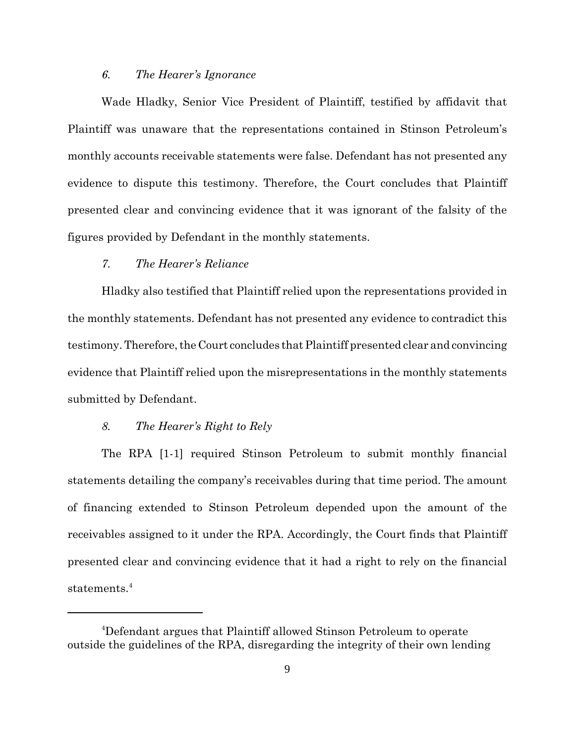*6. The Hearer's Ignorance*

Wade Hladky, Senior Vice President of Plaintiff, testified by affidavit that Plaintiff was unaware that the representations contained in Stinson Petroleum's monthly accounts receivable statements were false. Defendant has not presented any evidence to dispute this testimony. Therefore, the Court concludes that Plaintiff presented clear and convincing evidence that it was ignorant of the falsity of the figures provided by Defendant in the monthly statements.

*7. The Hearer's Reliance*

Hladky also testified that Plaintiff relied upon the representations provided in the monthly statements. Defendant has not presented any evidence to contradict this testimony. Therefore, the Court concludes that Plaintiff presented clear and convincing evidence that Plaintiff relied upon the misrepresentations in the monthly statements submitted by Defendant.

*8. The Hearer's Right to Rely*

The RPA [1-1] required Stinson Petroleum to submit monthly financial statements detailing the company's receivables during that time period. The amount of financing extended to Stinson Petroleum depended upon the amount of the receivables assigned to it under the RPA. Accordingly, the Court finds that Plaintiff presented clear and convincing evidence that it had a right to rely on the financial statements.[4]

---

[4]Defendant argues that Plaintiff allowed Stinson Petroleum to operate outside the guidelines of the RPA, disregarding the integrity of their own lending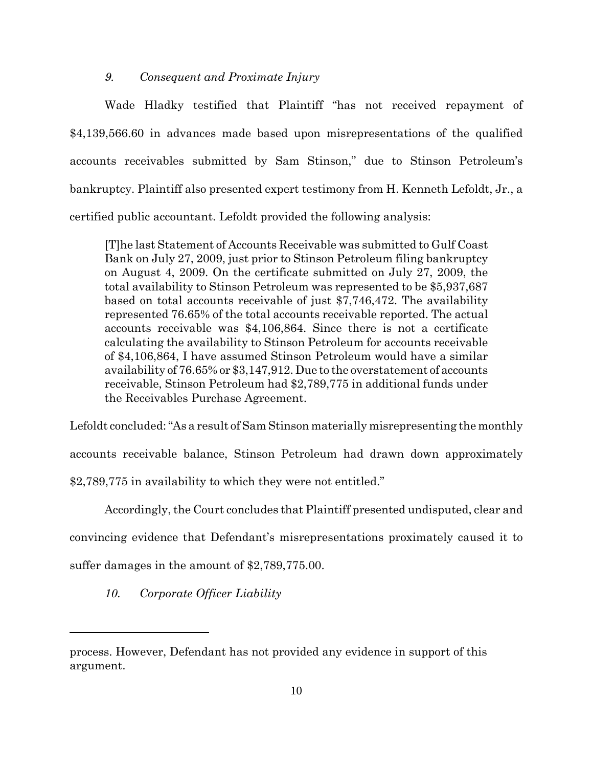### *9. Consequent and Proximate Injury*

Wade Hladky testified that Plaintiff "has not received repayment of $4,139,566.60 in advances made based upon misrepresentations of the qualified accounts receivables submitted by Sam Stinson," due to Stinson Petroleum's bankruptcy. Plaintiff also presented expert testimony from H. Kenneth Lefoldt, Jr., a certified public accountant. Lefoldt provided the following analysis:

> [T]he last Statement of Accounts Receivable was submitted to Gulf Coast Bank on July 27, 2009, just prior to Stinson Petroleum filing bankruptcy on August 4, 2009. On the certificate submitted on July 27, 2009, the total availability to Stinson Petroleum was represented to be $5,937,687 based on total accounts receivable of just $7,746,472. The availability represented 76.65% of the total accounts receivable reported. The actual accounts receivable was $4,106,864. Since there is not a certificate calculating the availability to Stinson Petroleum for accounts receivable of $4,106,864, I have assumed Stinson Petroleum would have a similar availability of 76.65% or $3,147,912. Due to the overstatement of accounts receivable, Stinson Petroleum had $2,789,775 in additional funds under the Receivables Purchase Agreement.

Lefoldt concluded: "As a result of Sam Stinson materially misrepresenting the monthly accounts receivable balance, Stinson Petroleum had drawn down approximately $2,789,775 in availability to which they were not entitled."

Accordingly, the Court concludes that Plaintiff presented undisputed, clear and convincing evidence that Defendant's misrepresentations proximately caused it to suffer damages in the amount of $2,789,775.00.

### *10. Corporate Officer Liability*

---

process. However, Defendant has not provided any evidence in support of this argument.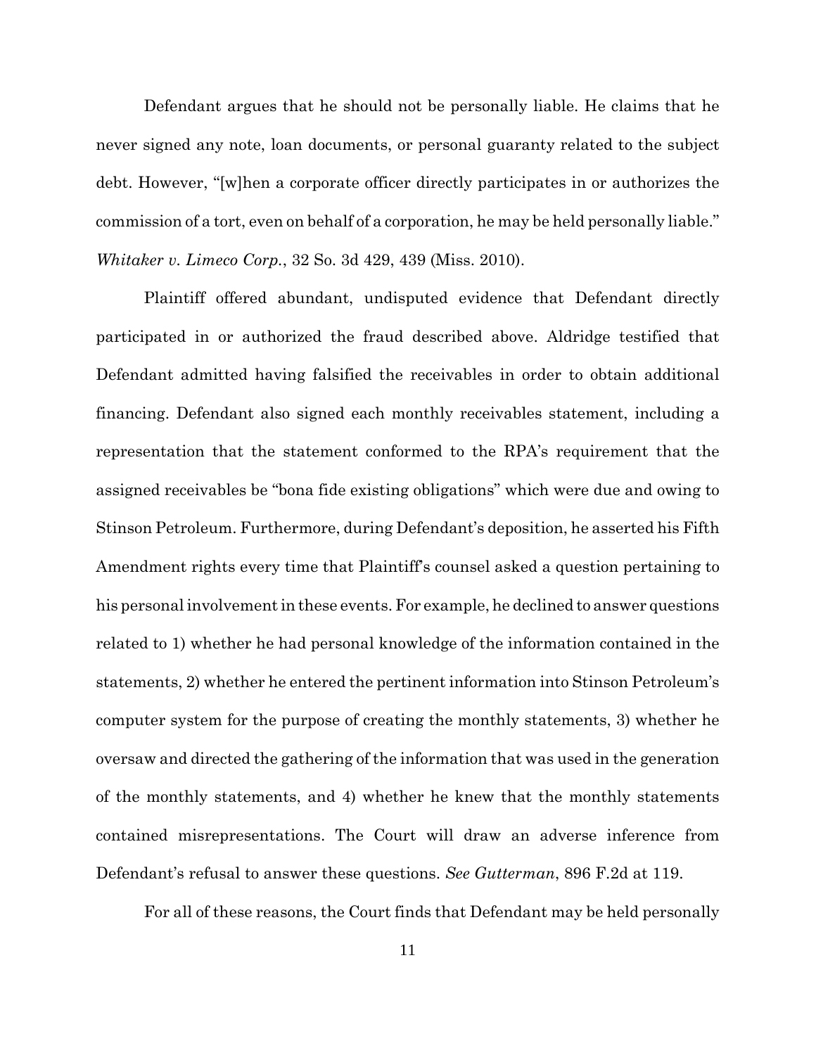Defendant argues that he should not be personally liable. He claims that he never signed any note, loan documents, or personal guaranty related to the subject debt. However, "[w]hen a corporate officer directly participates in or authorizes the commission of a tort, even on behalf of a corporation, he may be held personally liable." *Whitaker v. Limeco Corp.*, 32 So. 3d 429, 439 (Miss. 2010).

Plaintiff offered abundant, undisputed evidence that Defendant directly participated in or authorized the fraud described above. Aldridge testified that Defendant admitted having falsified the receivables in order to obtain additional financing. Defendant also signed each monthly receivables statement, including a representation that the statement conformed to the RPA's requirement that the assigned receivables be "bona fide existing obligations" which were due and owing to Stinson Petroleum. Furthermore, during Defendant's deposition, he asserted his Fifth Amendment rights every time that Plaintiff's counsel asked a question pertaining to his personal involvement in these events. For example, he declined to answer questions related to 1) whether he had personal knowledge of the information contained in the statements, 2) whether he entered the pertinent information into Stinson Petroleum's computer system for the purpose of creating the monthly statements, 3) whether he oversaw and directed the gathering of the information that was used in the generation of the monthly statements, and 4) whether he knew that the monthly statements contained misrepresentations. The Court will draw an adverse inference from Defendant's refusal to answer these questions. *See Gutterman*, 896 F.2d at 119.

For all of these reasons, the Court finds that Defendant may be held personally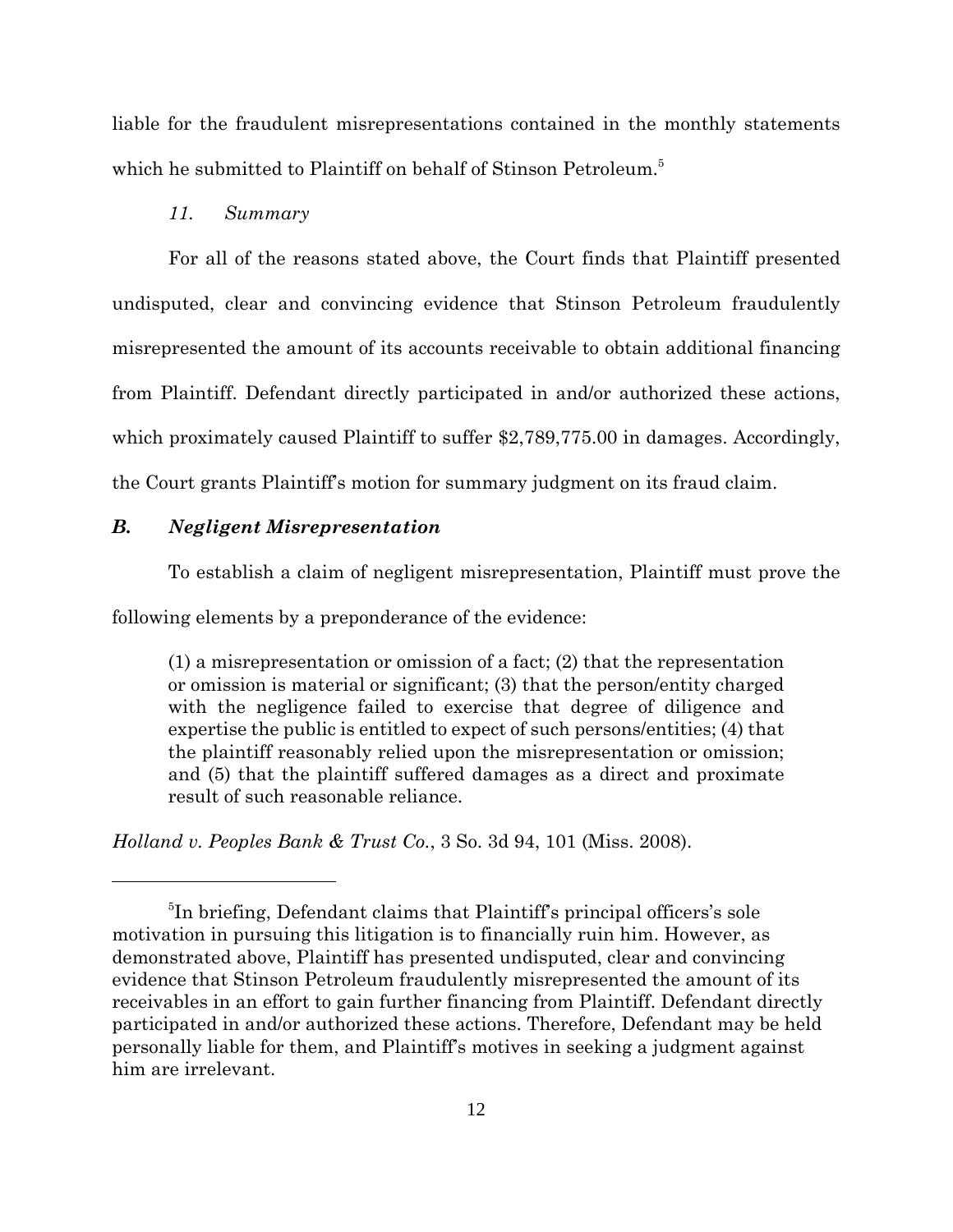liable for the fraudulent misrepresentations contained in the monthly statements which he submitted to Plaintiff on behalf of Stinson Petroleum.[5]

*11. Summary*

For all of the reasons stated above, the Court finds that Plaintiff presented undisputed, clear and convincing evidence that Stinson Petroleum fraudulently misrepresented the amount of its accounts receivable to obtain additional financing from Plaintiff. Defendant directly participated in and/or authorized these actions, which proximately caused Plaintiff to suffer $2,789,775.00 in damages. Accordingly, the Court grants Plaintiff's motion for summary judgment on its fraud claim.

### *B. Negligent Misrepresentation*

To establish a claim of negligent misrepresentation, Plaintiff must prove the following elements by a preponderance of the evidence:

> (1) a misrepresentation or omission of a fact; (2) that the representation or omission is material or significant; (3) that the person/entity charged with the negligence failed to exercise that degree of diligence and expertise the public is entitled to expect of such persons/entities; (4) that the plaintiff reasonably relied upon the misrepresentation or omission; and (5) that the plaintiff suffered damages as a direct and proximate result of such reasonable reliance.

*Holland v. Peoples Bank & Trust Co.*, 3 So. 3d 94, 101 (Miss. 2008).

---

[5] In briefing, Defendant claims that Plaintiff's principal officers's sole motivation in pursuing this litigation is to financially ruin him. However, as demonstrated above, Plaintiff has presented undisputed, clear and convincing evidence that Stinson Petroleum fraudulently misrepresented the amount of its receivables in an effort to gain further financing from Plaintiff. Defendant directly participated in and/or authorized these actions. Therefore, Defendant may be held personally liable for them, and Plaintiff's motives in seeking a judgment against him are irrelevant.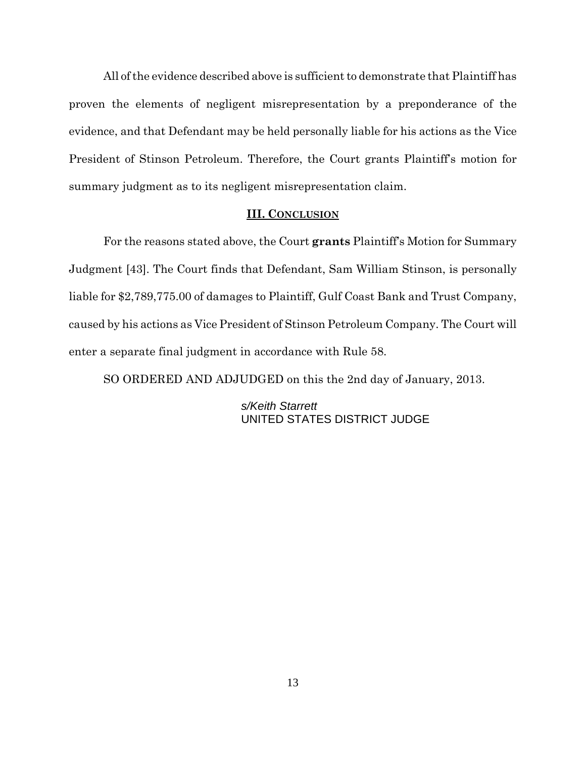All of the evidence described above is sufficient to demonstrate that Plaintiff has proven the elements of negligent misrepresentation by a preponderance of the evidence, and that Defendant may be held personally liable for his actions as the Vice President of Stinson Petroleum. Therefore, the Court grants Plaintiff's motion for summary judgment as to its negligent misrepresentation claim.

## III. CONCLUSION

For the reasons stated above, the Court **grants** Plaintiff's Motion for Summary Judgment [43]. The Court finds that Defendant, Sam William Stinson, is personally liable for $2,789,775.00 of damages to Plaintiff, Gulf Coast Bank and Trust Company, caused by his actions as Vice President of Stinson Petroleum Company. The Court will enter a separate final judgment in accordance with Rule 58.

SO ORDERED AND ADJUDGED on this the 2nd day of January, 2013.

*s/Keith Starrett*
UNITED STATES DISTRICT JUDGE